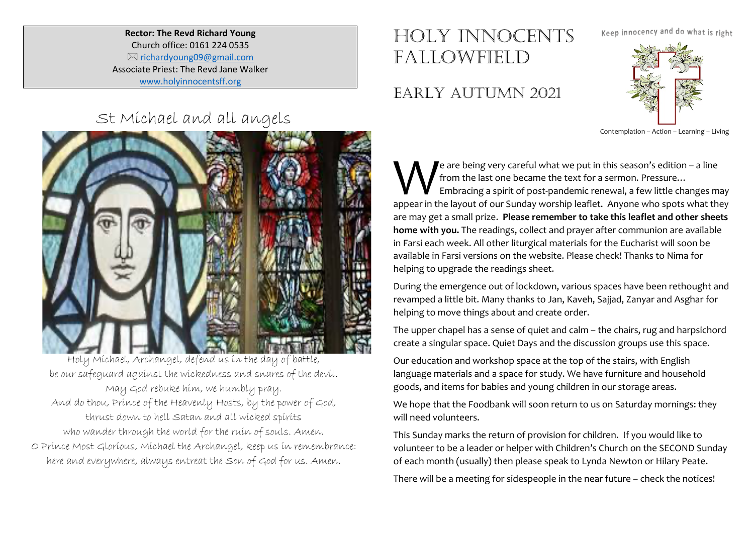**Rector: The Revd Richard Young**
Church office: 0161 224 0535
✉ richardyoung09@gmail.com
Associate Priest: The Revd Jane Walker
www.holyinnocentsff.org

## St Michael and all angels

Holy Michael, Archangel, defend us in the day of battle,
be our safeguard against the wickedness and snares of the devil.
May God rebuke him, we humbly pray.
And do thou, Prince of the Heavenly Hosts, by the power of God,
thrust down to hell Satan and all wicked spirits
who wander through the world for the ruin of souls. Amen.
O Prince Most Glorious, Michael the Archangel, keep us in remembrance:
here and everywhere, always entreat the Son of God for us. Amen.

# Holy Innocents Fallowfield

## Early Autumn 2021

Keep innocency and do what is right

Contemplation – Action – Learning – Living

We are being very careful what we put in this season's edition – a line from the last one became the text for a sermon. Pressure… Embracing a spirit of post-pandemic renewal, a few little changes may appear in the layout of our Sunday worship leaflet. Anyone who spots what they are may get a small prize. **Please remember to take this leaflet and other sheets home with you.** The readings, collect and prayer after communion are available in Farsi each week. All other liturgical materials for the Eucharist will soon be available in Farsi versions on the website. Please check! Thanks to Nima for helping to upgrade the readings sheet.

During the emergence out of lockdown, various spaces have been rethought and revamped a little bit. Many thanks to Jan, Kaveh, Sajjad, Zanyar and Asghar for helping to move things about and create order.

The upper chapel has a sense of quiet and calm – the chairs, rug and harpsichord create a singular space. Quiet Days and the discussion groups use this space.

Our education and workshop space at the top of the stairs, with English language materials and a space for study. We have furniture and household goods, and items for babies and young children in our storage areas.

We hope that the Foodbank will soon return to us on Saturday mornings: they will need volunteers.

This Sunday marks the return of provision for children. If you would like to volunteer to be a leader or helper with Children's Church on the SECOND Sunday of each month (usually) then please speak to Lynda Newton or Hilary Peate.

There will be a meeting for sidespeople in the near future – check the notices!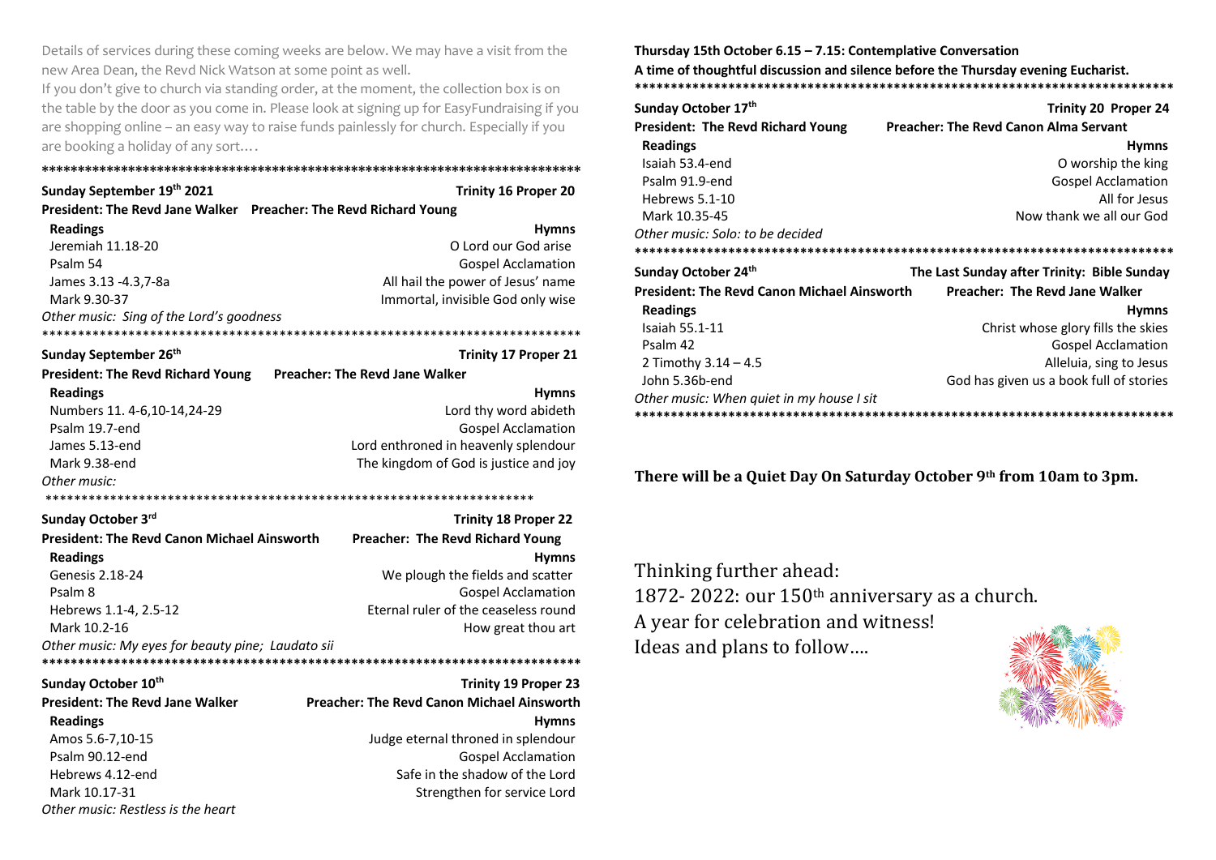Details of services during these coming weeks are below. We may have a visit from the new Area Dean, the Revd Nick Watson at some point as well.

If you don't give to church via standing order, at the moment, the collection box is on the table by the door as you come in. Please look at signing up for EasyFundraising if you are shopping online – an easy way to raise funds painlessly for church. Especially if you are booking a holiday of any sort….

*******************************************************************************

**Sunday September 19th 2021** **Trinity 16 Proper 20**

**President: The Revd Jane Walker Preacher: The Revd Richard Young**

| **Readings** | **Hymns** |
|---|---|
| Jeremiah 11.18-20 | O Lord our God arise |
| Psalm 54 | Gospel Acclamation |
| James 3.13 -4.3,7-8a | All hail the power of Jesus' name |
| Mark 9.30-37 | Immortal, invisible God only wise |

*Other music: Sing of the Lord's goodness*

*******************************************************************************

**Sunday September 26th** **Trinity 17 Proper 21**

**President: The Revd Richard Young Preacher: The Revd Jane Walker**

| **Readings** | **Hymns** |
|---|---|
| Numbers 11. 4-6,10-14,24-29 | Lord thy word abideth |
| Psalm 19.7-end | Gospel Acclamation |
| James 5.13-end | Lord enthroned in heavenly splendour |
| Mark 9.38-end | The kingdom of God is justice and joy |

*Other music:*

*******************************************************************************

**Sunday October 3rd** **Trinity 18 Proper 22**

**President: The Revd Canon Michael Ainsworth Preacher: The Revd Richard Young**

| **Readings** | **Hymns** |
|---|---|
| Genesis 2.18-24 | We plough the fields and scatter |
| Psalm 8 | Gospel Acclamation |
| Hebrews 1.1-4, 2.5-12 | Eternal ruler of the ceaseless round |
| Mark 10.2-16 | How great thou art |

*Other music: My eyes for beauty pine; Laudato sii*

*******************************************************************************

**Sunday October 10th** **Trinity 19 Proper 23**

**President: The Revd Jane Walker Preacher: The Revd Canon Michael Ainsworth**

| **Readings** | **Hymns** |
|---|---|
| Amos 5.6-7,10-15 | Judge eternal throned in splendour |
| Psalm 90.12-end | Gospel Acclamation |
| Hebrews 4.12-end | Safe in the shadow of the Lord |
| Mark 10.17-31 | Strengthen for service Lord |

*Other music: Restless is the heart*

**Thursday 15th October 6.15 – 7.15: Contemplative Conversation**

**A time of thoughtful discussion and silence before the Thursday evening Eucharist.**

*******************************************************************************

**Sunday October 17th** **Trinity 20 Proper 24**

**President: The Revd Richard Young Preacher: The Revd Canon Alma Servant**

| **Readings** | **Hymns** |
|---|---|
| Isaiah 53.4-end | O worship the king |
| Psalm 91.9-end | Gospel Acclamation |
| Hebrews 5.1-10 | All for Jesus |
| Mark 10.35-45 | Now thank we all our God |

*Other music: Solo: to be decided*

*******************************************************************************

**Sunday October 24th** **The Last Sunday after Trinity: Bible Sunday**

**President: The Revd Canon Michael Ainsworth Preacher: The Revd Jane Walker**

| **Readings** | **Hymns** |
|---|---|
| Isaiah 55.1-11 | Christ whose glory fills the skies |
| Psalm 42 | Gospel Acclamation |
| 2 Timothy 3.14 – 4.5 | Alleluia, sing to Jesus |
| John 5.36b-end | God has given us a book full of stories |

*Other music: When quiet in my house I sit*

*******************************************************************************

**There will be a Quiet Day On Saturday October 9th from 10am to 3pm.**

Thinking further ahead:
1872- 2022: our 150th anniversary as a church.
A year for celebration and witness!
Ideas and plans to follow….